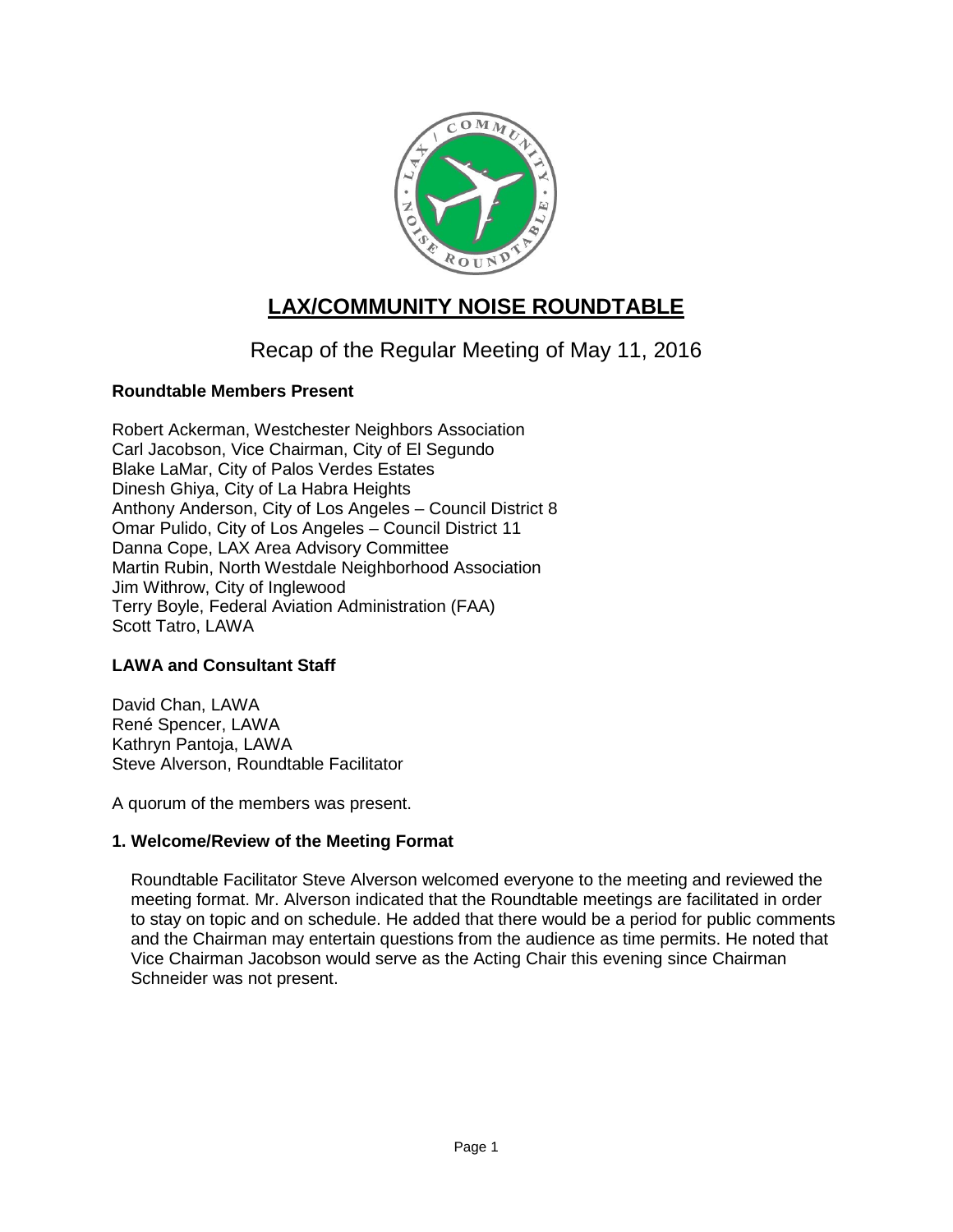# LAX/COMMUNITY NOISE ROUNDTABLE

## Recap of the Regular Meeting of May 11, 2016

**Roundtable Members Present**

Robert Ackerman, Westchester Neighbors Association
Carl Jacobson, Vice Chairman, City of El Segundo
Blake LaMar, City of Palos Verdes Estates
Dinesh Ghiya, City of La Habra Heights
Anthony Anderson, City of Los Angeles – Council District 8
Omar Pulido, City of Los Angeles – Council District 11
Danna Cope, LAX Area Advisory Committee
Martin Rubin, North Westdale Neighborhood Association
Jim Withrow, City of Inglewood
Terry Boyle, Federal Aviation Administration (FAA)
Scott Tatro, LAWA

**LAWA and Consultant Staff**

David Chan, LAWA
René Spencer, LAWA
Kathryn Pantoja, LAWA
Steve Alverson, Roundtable Facilitator

A quorum of the members was present.

**1. Welcome/Review of the Meeting Format**

Roundtable Facilitator Steve Alverson welcomed everyone to the meeting and reviewed the meeting format. Mr. Alverson indicated that the Roundtable meetings are facilitated in order to stay on topic and on schedule. He added that there would be a period for public comments and the Chairman may entertain questions from the audience as time permits. He noted that Vice Chairman Jacobson would serve as the Acting Chair this evening since Chairman Schneider was not present.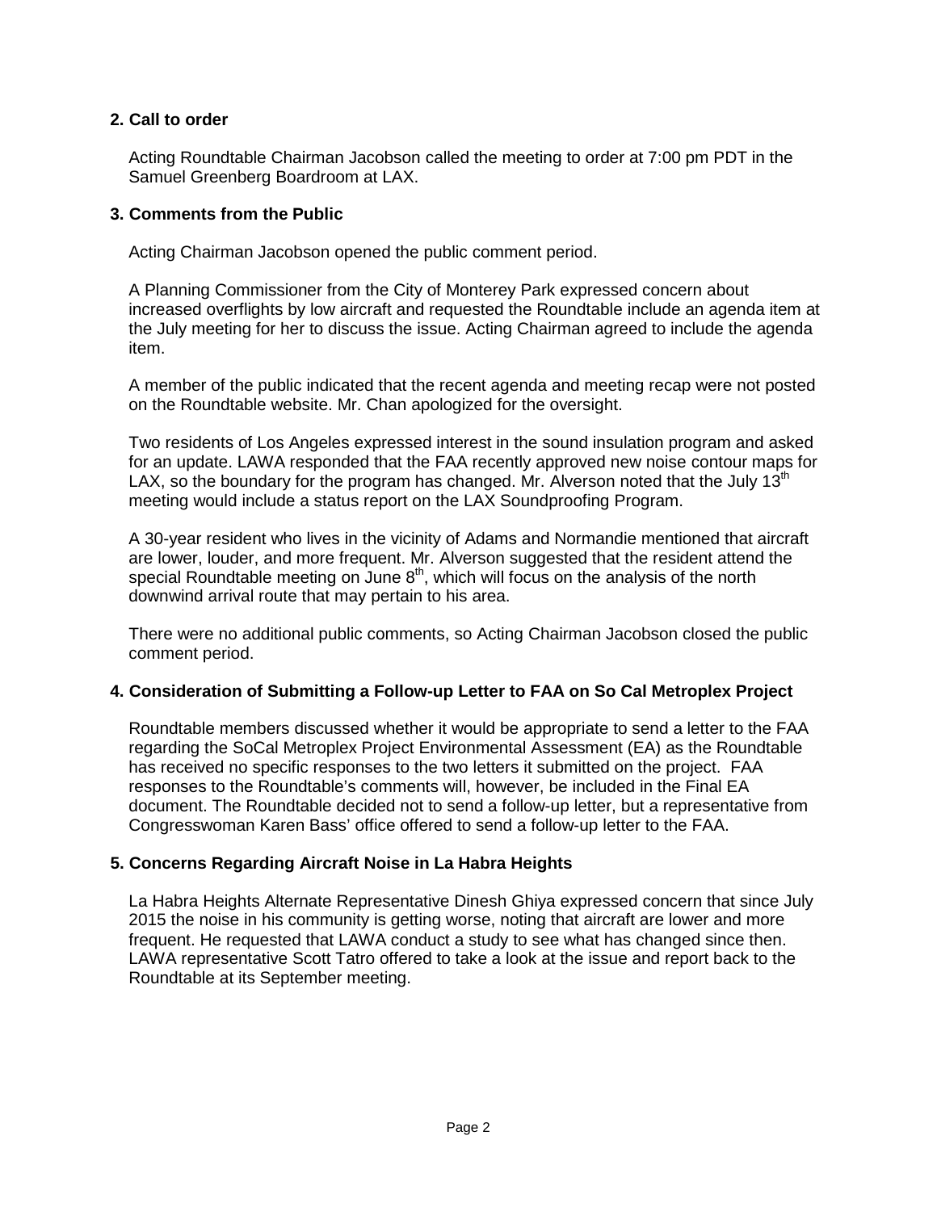**2. Call to order**

Acting Roundtable Chairman Jacobson called the meeting to order at 7:00 pm PDT in the Samuel Greenberg Boardroom at LAX.

**3. Comments from the Public**

Acting Chairman Jacobson opened the public comment period.

A Planning Commissioner from the City of Monterey Park expressed concern about increased overflights by low aircraft and requested the Roundtable include an agenda item at the July meeting for her to discuss the issue. Acting Chairman agreed to include the agenda item.

A member of the public indicated that the recent agenda and meeting recap were not posted on the Roundtable website. Mr. Chan apologized for the oversight.

Two residents of Los Angeles expressed interest in the sound insulation program and asked for an update. LAWA responded that the FAA recently approved new noise contour maps for LAX, so the boundary for the program has changed. Mr. Alverson noted that the July 13th meeting would include a status report on the LAX Soundproofing Program.

A 30-year resident who lives in the vicinity of Adams and Normandie mentioned that aircraft are lower, louder, and more frequent. Mr. Alverson suggested that the resident attend the special Roundtable meeting on June 8th, which will focus on the analysis of the north downwind arrival route that may pertain to his area.

There were no additional public comments, so Acting Chairman Jacobson closed the public comment period.

**4. Consideration of Submitting a Follow-up Letter to FAA on So Cal Metroplex Project**

Roundtable members discussed whether it would be appropriate to send a letter to the FAA regarding the SoCal Metroplex Project Environmental Assessment (EA) as the Roundtable has received no specific responses to the two letters it submitted on the project. FAA responses to the Roundtable's comments will, however, be included in the Final EA document. The Roundtable decided not to send a follow-up letter, but a representative from Congresswoman Karen Bass' office offered to send a follow-up letter to the FAA.

**5. Concerns Regarding Aircraft Noise in La Habra Heights**

La Habra Heights Alternate Representative Dinesh Ghiya expressed concern that since July 2015 the noise in his community is getting worse, noting that aircraft are lower and more frequent. He requested that LAWA conduct a study to see what has changed since then. LAWA representative Scott Tatro offered to take a look at the issue and report back to the Roundtable at its September meeting.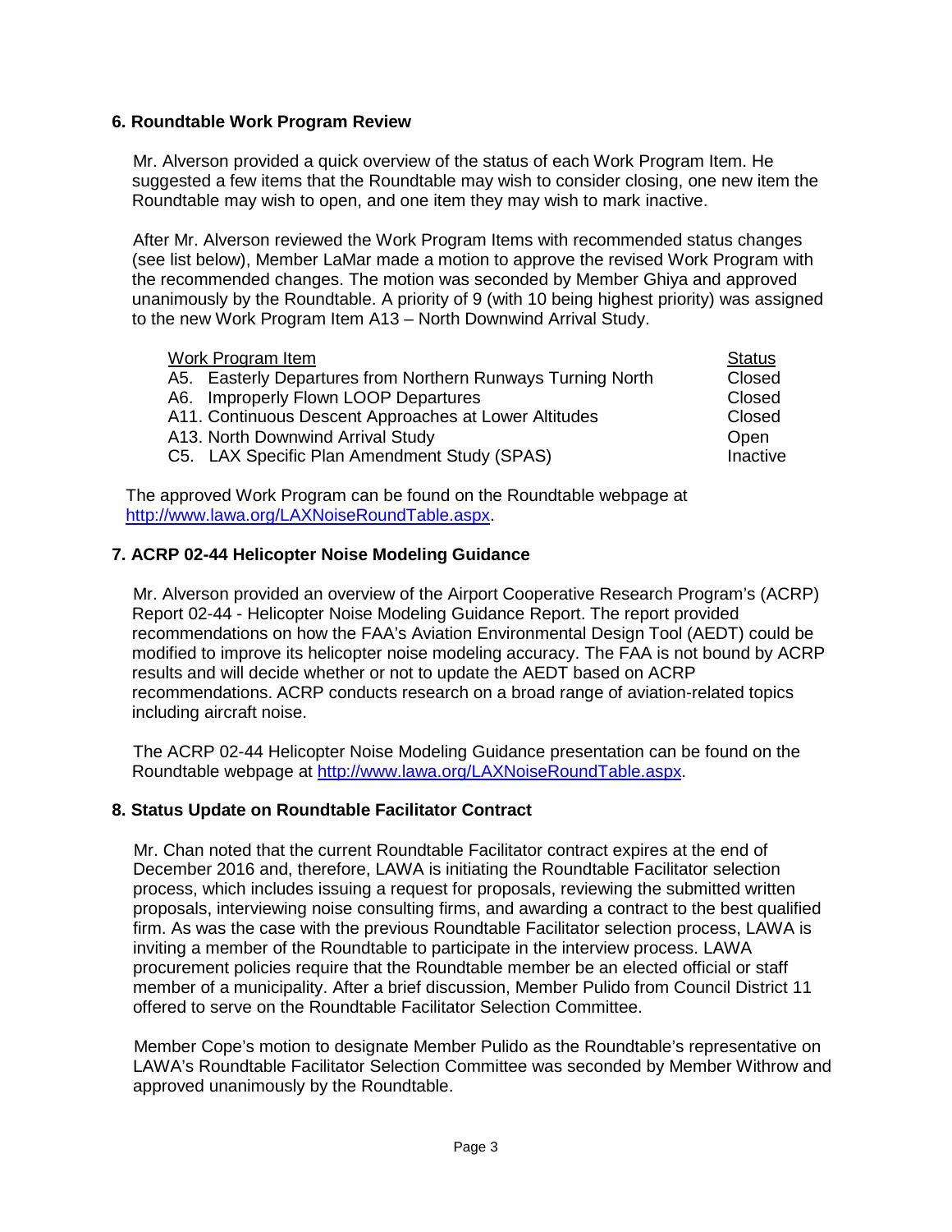## 6. Roundtable Work Program Review

Mr. Alverson provided a quick overview of the status of each Work Program Item. He suggested a few items that the Roundtable may wish to consider closing, one new item the Roundtable may wish to open, and one item they may wish to mark inactive.

After Mr. Alverson reviewed the Work Program Items with recommended status changes (see list below), Member LaMar made a motion to approve the revised Work Program with the recommended changes. The motion was seconded by Member Ghiya and approved unanimously by the Roundtable. A priority of 9 (with 10 being highest priority) was assigned to the new Work Program Item A13 – North Downwind Arrival Study.

| Work Program Item | Status |
| --- | --- |
| A5. Easterly Departures from Northern Runways Turning North | Closed |
| A6. Improperly Flown LOOP Departures | Closed |
| A11. Continuous Descent Approaches at Lower Altitudes | Closed |
| A13. North Downwind Arrival Study | Open |
| C5. LAX Specific Plan Amendment Study (SPAS) | Inactive |

The approved Work Program can be found on the Roundtable webpage at http://www.lawa.org/LAXNoiseRoundTable.aspx.

## 7. ACRP 02-44 Helicopter Noise Modeling Guidance

Mr. Alverson provided an overview of the Airport Cooperative Research Program's (ACRP) Report 02-44 - Helicopter Noise Modeling Guidance Report. The report provided recommendations on how the FAA's Aviation Environmental Design Tool (AEDT) could be modified to improve its helicopter noise modeling accuracy. The FAA is not bound by ACRP results and will decide whether or not to update the AEDT based on ACRP recommendations. ACRP conducts research on a broad range of aviation-related topics including aircraft noise.

The ACRP 02-44 Helicopter Noise Modeling Guidance presentation can be found on the Roundtable webpage at http://www.lawa.org/LAXNoiseRoundTable.aspx.

## 8. Status Update on Roundtable Facilitator Contract

Mr. Chan noted that the current Roundtable Facilitator contract expires at the end of December 2016 and, therefore, LAWA is initiating the Roundtable Facilitator selection process, which includes issuing a request for proposals, reviewing the submitted written proposals, interviewing noise consulting firms, and awarding a contract to the best qualified firm. As was the case with the previous Roundtable Facilitator selection process, LAWA is inviting a member of the Roundtable to participate in the interview process. LAWA procurement policies require that the Roundtable member be an elected official or staff member of a municipality. After a brief discussion, Member Pulido from Council District 11 offered to serve on the Roundtable Facilitator Selection Committee.

Member Cope's motion to designate Member Pulido as the Roundtable's representative on LAWA's Roundtable Facilitator Selection Committee was seconded by Member Withrow and approved unanimously by the Roundtable.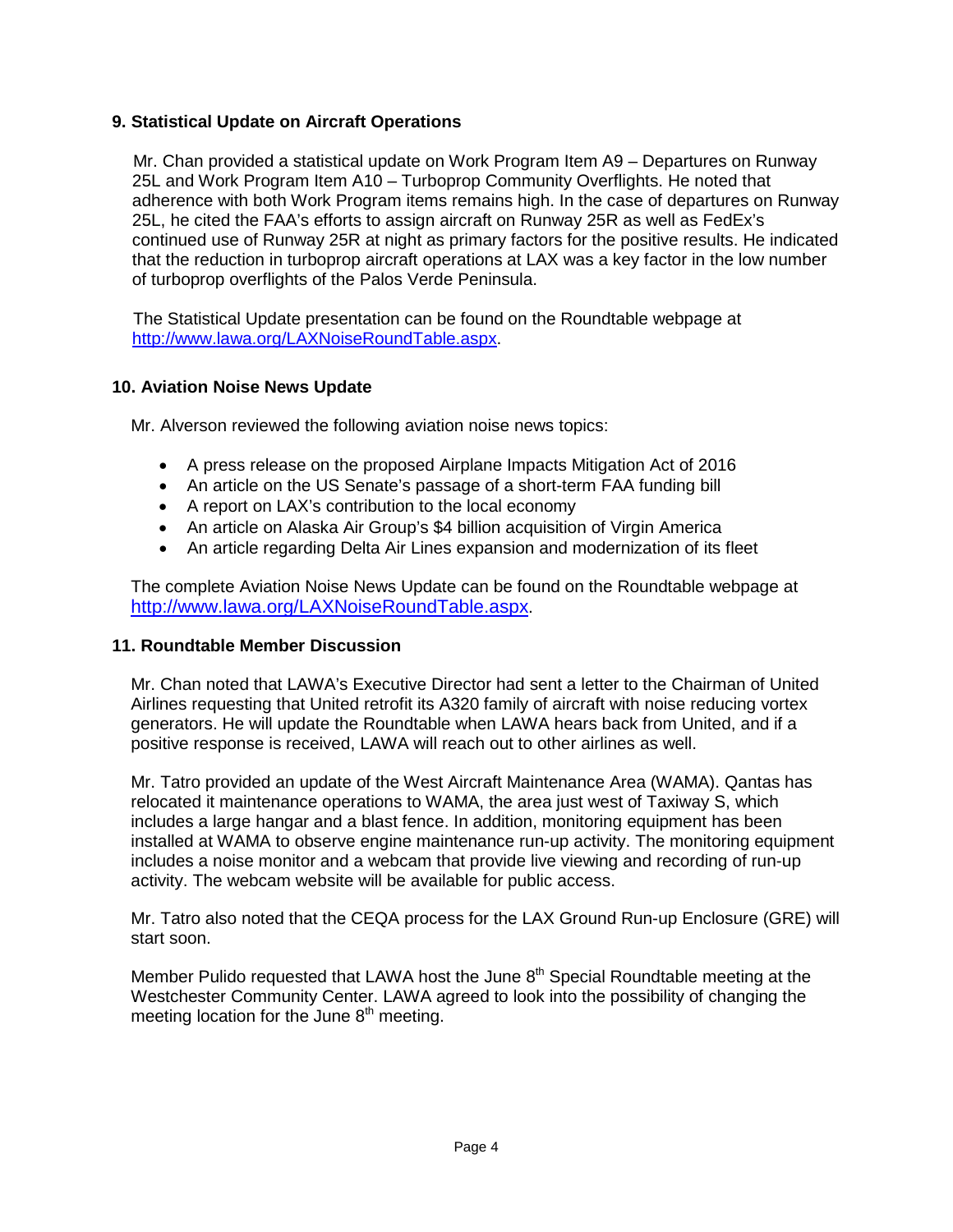### 9. Statistical Update on Aircraft Operations

Mr. Chan provided a statistical update on Work Program Item A9 – Departures on Runway 25L and Work Program Item A10 – Turboprop Community Overflights. He noted that adherence with both Work Program items remains high. In the case of departures on Runway 25L, he cited the FAA's efforts to assign aircraft on Runway 25R as well as FedEx's continued use of Runway 25R at night as primary factors for the positive results. He indicated that the reduction in turboprop aircraft operations at LAX was a key factor in the low number of turboprop overflights of the Palos Verde Peninsula.

The Statistical Update presentation can be found on the Roundtable webpage at http://www.lawa.org/LAXNoiseRoundTable.aspx.

### 10. Aviation Noise News Update

Mr. Alverson reviewed the following aviation noise news topics:

- A press release on the proposed Airplane Impacts Mitigation Act of 2016
- An article on the US Senate's passage of a short-term FAA funding bill
- A report on LAX's contribution to the local economy
- An article on Alaska Air Group's $4 billion acquisition of Virgin America
- An article regarding Delta Air Lines expansion and modernization of its fleet

The complete Aviation Noise News Update can be found on the Roundtable webpage at http://www.lawa.org/LAXNoiseRoundTable.aspx.

### 11. Roundtable Member Discussion

Mr. Chan noted that LAWA's Executive Director had sent a letter to the Chairman of United Airlines requesting that United retrofit its A320 family of aircraft with noise reducing vortex generators. He will update the Roundtable when LAWA hears back from United, and if a positive response is received, LAWA will reach out to other airlines as well.

Mr. Tatro provided an update of the West Aircraft Maintenance Area (WAMA). Qantas has relocated it maintenance operations to WAMA, the area just west of Taxiway S, which includes a large hangar and a blast fence. In addition, monitoring equipment has been installed at WAMA to observe engine maintenance run-up activity. The monitoring equipment includes a noise monitor and a webcam that provide live viewing and recording of run-up activity. The webcam website will be available for public access.

Mr. Tatro also noted that the CEQA process for the LAX Ground Run-up Enclosure (GRE) will start soon.

Member Pulido requested that LAWA host the June 8th Special Roundtable meeting at the Westchester Community Center. LAWA agreed to look into the possibility of changing the meeting location for the June 8th meeting.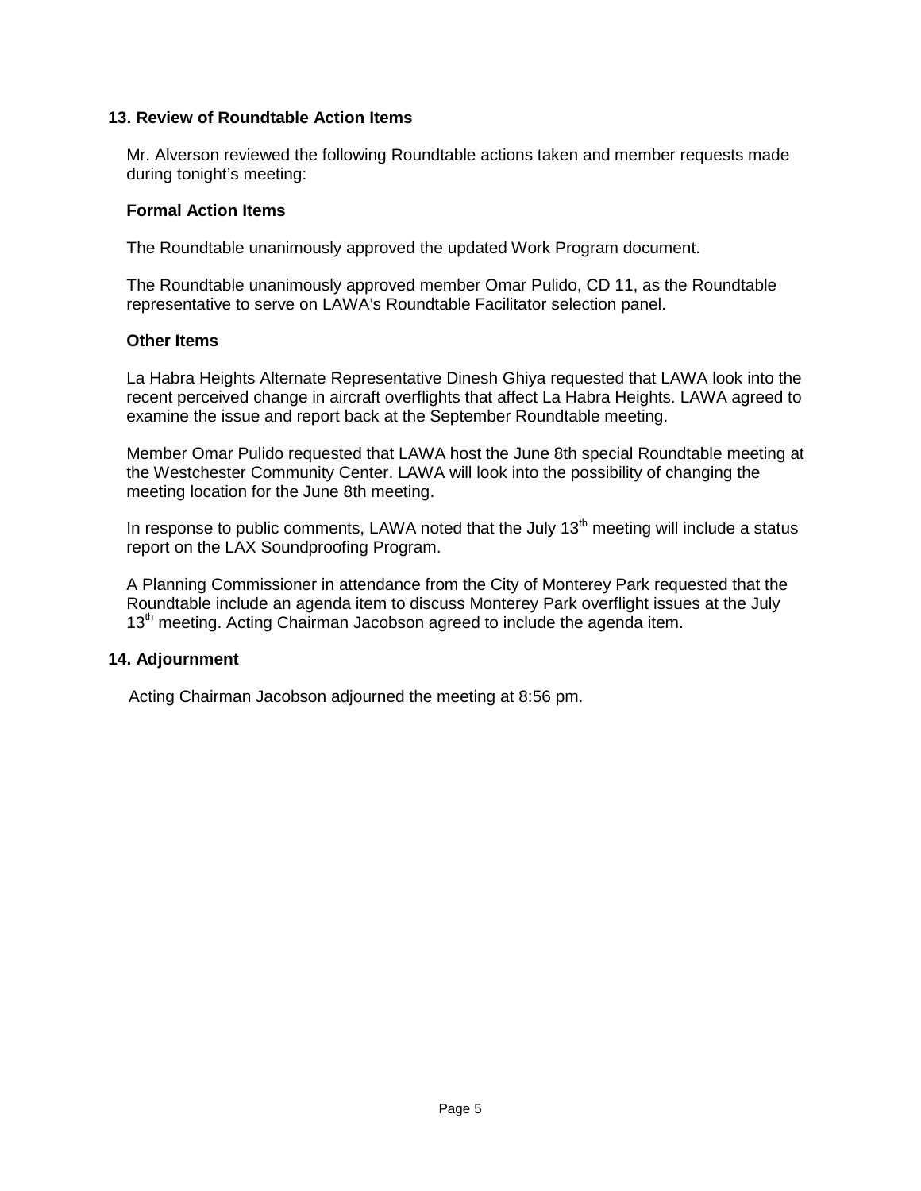### 13. Review of Roundtable Action Items

Mr. Alverson reviewed the following Roundtable actions taken and member requests made during tonight's meeting:

**Formal Action Items**

The Roundtable unanimously approved the updated Work Program document.

The Roundtable unanimously approved member Omar Pulido, CD 11, as the Roundtable representative to serve on LAWA's Roundtable Facilitator selection panel.

**Other Items**

La Habra Heights Alternate Representative Dinesh Ghiya requested that LAWA look into the recent perceived change in aircraft overflights that affect La Habra Heights. LAWA agreed to examine the issue and report back at the September Roundtable meeting.

Member Omar Pulido requested that LAWA host the June 8th special Roundtable meeting at the Westchester Community Center. LAWA will look into the possibility of changing the meeting location for the June 8th meeting.

In response to public comments, LAWA noted that the July 13th meeting will include a status report on the LAX Soundproofing Program.

A Planning Commissioner in attendance from the City of Monterey Park requested that the Roundtable include an agenda item to discuss Monterey Park overflight issues at the July 13th meeting. Acting Chairman Jacobson agreed to include the agenda item.

### 14. Adjournment

Acting Chairman Jacobson adjourned the meeting at 8:56 pm.